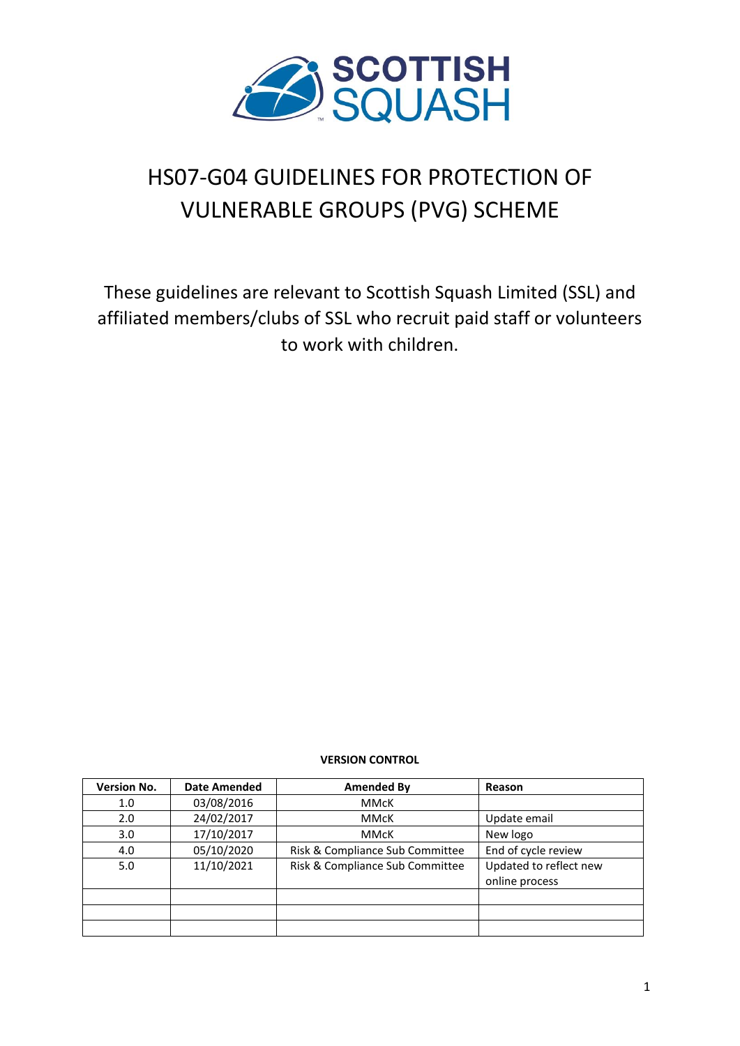# HS07-G04 GUIDELINES FOR PROTECTION OF VULNERABLE GROUPS (PVG) SCHEME

These guidelines are relevant to Scottish Squash Limited (SSL) and affiliated members/clubs of SSL who recruit paid staff or volunteers to work with children.

**VERSION CONTROL**

| Version No. | Date Amended | Amended By | Reason |
|---|---|---|---|
| 1.0 | 03/08/2016 | MMcK | |
| 2.0 | 24/02/2017 | MMcK | Update email |
| 3.0 | 17/10/2017 | MMcK | New logo |
| 4.0 | 05/10/2020 | Risk & Compliance Sub Committee | End of cycle review |
| 5.0 | 11/10/2021 | Risk & Compliance Sub Committee | Updated to reflect new online process |
| | | | |
| | | | |
| | | | |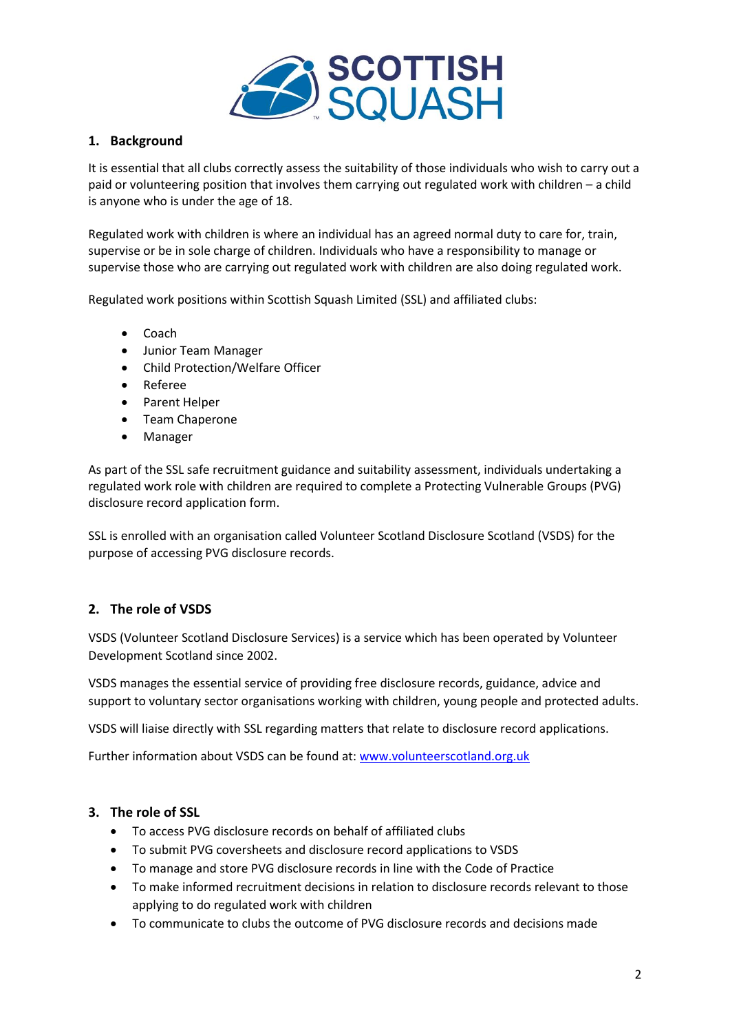## 1. Background

It is essential that all clubs correctly assess the suitability of those individuals who wish to carry out a paid or volunteering position that involves them carrying out regulated work with children – a child is anyone who is under the age of 18.

Regulated work with children is where an individual has an agreed normal duty to care for, train, supervise or be in sole charge of children. Individuals who have a responsibility to manage or supervise those who are carrying out regulated work with children are also doing regulated work.

Regulated work positions within Scottish Squash Limited (SSL) and affiliated clubs:

- Coach
- Junior Team Manager
- Child Protection/Welfare Officer
- Referee
- Parent Helper
- Team Chaperone
- Manager

As part of the SSL safe recruitment guidance and suitability assessment, individuals undertaking a regulated work role with children are required to complete a Protecting Vulnerable Groups (PVG) disclosure record application form.

SSL is enrolled with an organisation called Volunteer Scotland Disclosure Scotland (VSDS) for the purpose of accessing PVG disclosure records.

## 2. The role of VSDS

VSDS (Volunteer Scotland Disclosure Services) is a service which has been operated by Volunteer Development Scotland since 2002.

VSDS manages the essential service of providing free disclosure records, guidance, advice and support to voluntary sector organisations working with children, young people and protected adults.

VSDS will liaise directly with SSL regarding matters that relate to disclosure record applications.

Further information about VSDS can be found at: [www.volunteerscotland.org.uk](http://www.volunteerscotland.org.uk)

## 3. The role of SSL

- To access PVG disclosure records on behalf of affiliated clubs
- To submit PVG coversheets and disclosure record applications to VSDS
- To manage and store PVG disclosure records in line with the Code of Practice
- To make informed recruitment decisions in relation to disclosure records relevant to those applying to do regulated work with children
- To communicate to clubs the outcome of PVG disclosure records and decisions made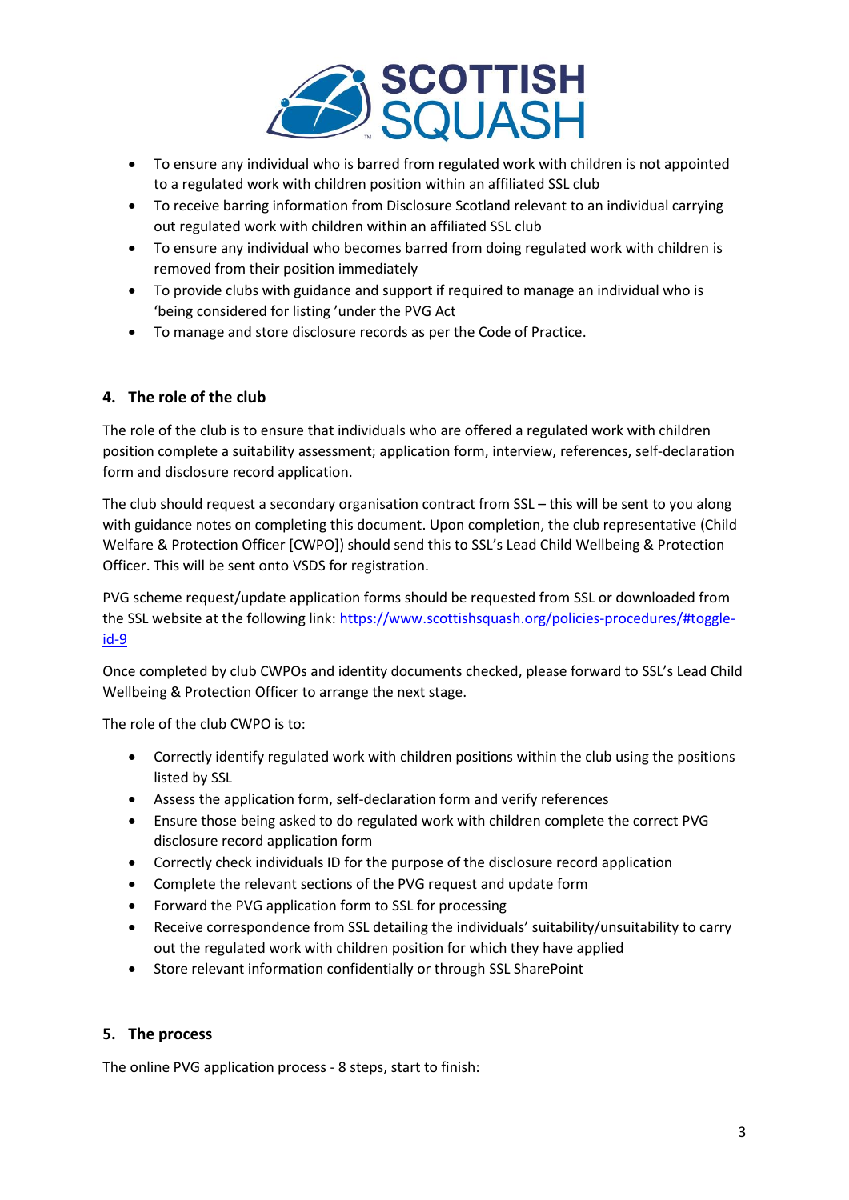- To ensure any individual who is barred from regulated work with children is not appointed to a regulated work with children position within an affiliated SSL club
- To receive barring information from Disclosure Scotland relevant to an individual carrying out regulated work with children within an affiliated SSL club
- To ensure any individual who becomes barred from doing regulated work with children is removed from their position immediately
- To provide clubs with guidance and support if required to manage an individual who is 'being considered for listing 'under the PVG Act
- To manage and store disclosure records as per the Code of Practice.

## 4. The role of the club

The role of the club is to ensure that individuals who are offered a regulated work with children position complete a suitability assessment; application form, interview, references, self-declaration form and disclosure record application.

The club should request a secondary organisation contract from SSL – this will be sent to you along with guidance notes on completing this document. Upon completion, the club representative (Child Welfare & Protection Officer [CWPO]) should send this to SSL's Lead Child Wellbeing & Protection Officer. This will be sent onto VSDS for registration.

PVG scheme request/update application forms should be requested from SSL or downloaded from the SSL website at the following link: [https://www.scottishsquash.org/policies-procedures/#toggle-id-9](https://www.scottishsquash.org/policies-procedures/#toggle-id-9)

Once completed by club CWPOs and identity documents checked, please forward to SSL's Lead Child Wellbeing & Protection Officer to arrange the next stage.

The role of the club CWPO is to:

- Correctly identify regulated work with children positions within the club using the positions listed by SSL
- Assess the application form, self-declaration form and verify references
- Ensure those being asked to do regulated work with children complete the correct PVG disclosure record application form
- Correctly check individuals ID for the purpose of the disclosure record application
- Complete the relevant sections of the PVG request and update form
- Forward the PVG application form to SSL for processing
- Receive correspondence from SSL detailing the individuals' suitability/unsuitability to carry out the regulated work with children position for which they have applied
- Store relevant information confidentially or through SSL SharePoint

## 5. The process

The online PVG application process - 8 steps, start to finish: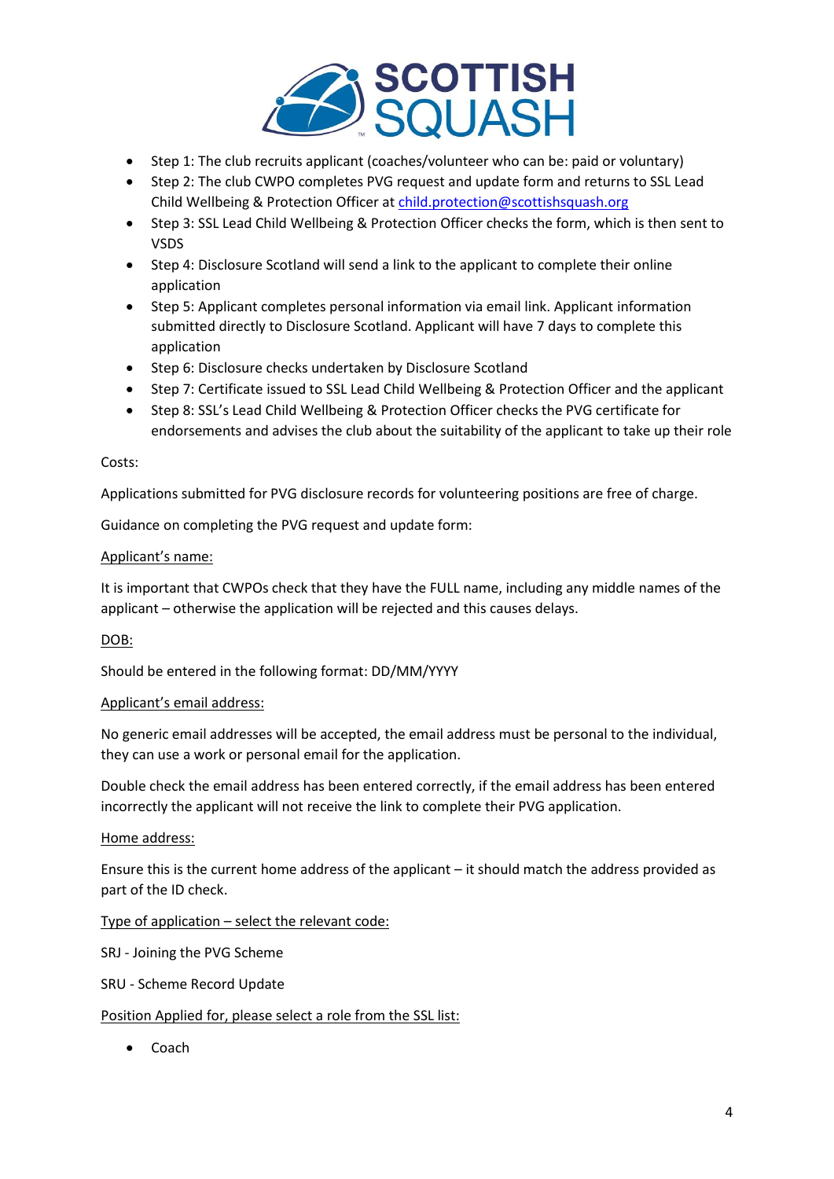- Step 1: The club recruits applicant (coaches/volunteer who can be: paid or voluntary)
- Step 2: The club CWPO completes PVG request and update form and returns to SSL Lead Child Wellbeing & Protection Officer at [child.protection@scottishsquash.org](mailto:child.protection@scottishsquash.org)
- Step 3: SSL Lead Child Wellbeing & Protection Officer checks the form, which is then sent to VSDS
- Step 4: Disclosure Scotland will send a link to the applicant to complete their online application
- Step 5: Applicant completes personal information via email link. Applicant information submitted directly to Disclosure Scotland. Applicant will have 7 days to complete this application
- Step 6: Disclosure checks undertaken by Disclosure Scotland
- Step 7: Certificate issued to SSL Lead Child Wellbeing & Protection Officer and the applicant
- Step 8: SSL's Lead Child Wellbeing & Protection Officer checks the PVG certificate for endorsements and advises the club about the suitability of the applicant to take up their role

Costs:

Applications submitted for PVG disclosure records for volunteering positions are free of charge.

Guidance on completing the PVG request and update form:

<u>Applicant's name:</u>

It is important that CWPOs check that they have the FULL name, including any middle names of the applicant – otherwise the application will be rejected and this causes delays.

<u>DOB:</u>

Should be entered in the following format: DD/MM/YYYY

<u>Applicant's email address:</u>

No generic email addresses will be accepted, the email address must be personal to the individual, they can use a work or personal email for the application.

Double check the email address has been entered correctly, if the email address has been entered incorrectly the applicant will not receive the link to complete their PVG application.

<u>Home address:</u>

Ensure this is the current home address of the applicant – it should match the address provided as part of the ID check.

<u>Type of application – select the relevant code:</u>

SRJ - Joining the PVG Scheme

SRU - Scheme Record Update

<u>Position Applied for, please select a role from the SSL list:</u>

- Coach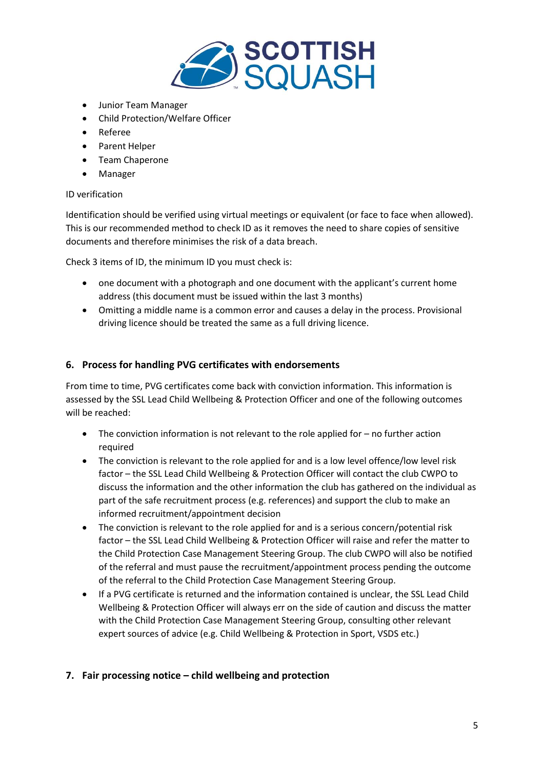- Junior Team Manager
- Child Protection/Welfare Officer
- Referee
- Parent Helper
- Team Chaperone
- Manager

ID verification

Identification should be verified using virtual meetings or equivalent (or face to face when allowed). This is our recommended method to check ID as it removes the need to share copies of sensitive documents and therefore minimises the risk of a data breach.

Check 3 items of ID, the minimum ID you must check is:

- one document with a photograph and one document with the applicant's current home address (this document must be issued within the last 3 months)
- Omitting a middle name is a common error and causes a delay in the process. Provisional driving licence should be treated the same as a full driving licence.

## 6. Process for handling PVG certificates with endorsements

From time to time, PVG certificates come back with conviction information. This information is assessed by the SSL Lead Child Wellbeing & Protection Officer and one of the following outcomes will be reached:

- The conviction information is not relevant to the role applied for – no further action required
- The conviction is relevant to the role applied for and is a low level offence/low level risk factor – the SSL Lead Child Wellbeing & Protection Officer will contact the club CWPO to discuss the information and the other information the club has gathered on the individual as part of the safe recruitment process (e.g. references) and support the club to make an informed recruitment/appointment decision
- The conviction is relevant to the role applied for and is a serious concern/potential risk factor – the SSL Lead Child Wellbeing & Protection Officer will raise and refer the matter to the Child Protection Case Management Steering Group. The club CWPO will also be notified of the referral and must pause the recruitment/appointment process pending the outcome of the referral to the Child Protection Case Management Steering Group.
- If a PVG certificate is returned and the information contained is unclear, the SSL Lead Child Wellbeing & Protection Officer will always err on the side of caution and discuss the matter with the Child Protection Case Management Steering Group, consulting other relevant expert sources of advice (e.g. Child Wellbeing & Protection in Sport, VSDS etc.)

## 7. Fair processing notice – child wellbeing and protection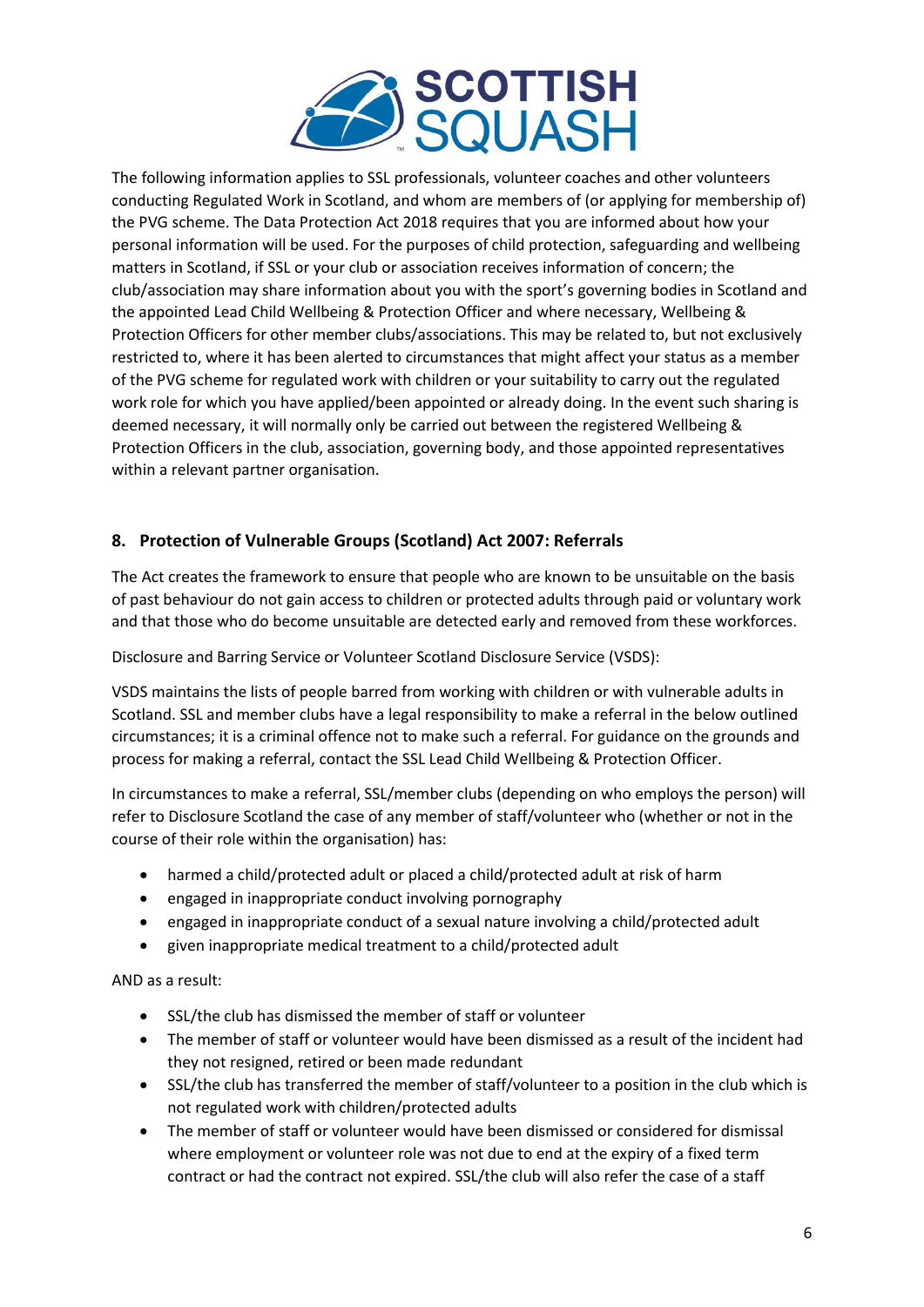The following information applies to SSL professionals, volunteer coaches and other volunteers conducting Regulated Work in Scotland, and whom are members of (or applying for membership of) the PVG scheme. The Data Protection Act 2018 requires that you are informed about how your personal information will be used. For the purposes of child protection, safeguarding and wellbeing matters in Scotland, if SSL or your club or association receives information of concern; the club/association may share information about you with the sport's governing bodies in Scotland and the appointed Lead Child Wellbeing & Protection Officer and where necessary, Wellbeing & Protection Officers for other member clubs/associations. This may be related to, but not exclusively restricted to, where it has been alerted to circumstances that might affect your status as a member of the PVG scheme for regulated work with children or your suitability to carry out the regulated work role for which you have applied/been appointed or already doing. In the event such sharing is deemed necessary, it will normally only be carried out between the registered Wellbeing & Protection Officers in the club, association, governing body, and those appointed representatives within a relevant partner organisation.

## 8. Protection of Vulnerable Groups (Scotland) Act 2007: Referrals

The Act creates the framework to ensure that people who are known to be unsuitable on the basis of past behaviour do not gain access to children or protected adults through paid or voluntary work and that those who do become unsuitable are detected early and removed from these workforces.

Disclosure and Barring Service or Volunteer Scotland Disclosure Service (VSDS):

VSDS maintains the lists of people barred from working with children or with vulnerable adults in Scotland. SSL and member clubs have a legal responsibility to make a referral in the below outlined circumstances; it is a criminal offence not to make such a referral. For guidance on the grounds and process for making a referral, contact the SSL Lead Child Wellbeing & Protection Officer.

In circumstances to make a referral, SSL/member clubs (depending on who employs the person) will refer to Disclosure Scotland the case of any member of staff/volunteer who (whether or not in the course of their role within the organisation) has:

- harmed a child/protected adult or placed a child/protected adult at risk of harm
- engaged in inappropriate conduct involving pornography
- engaged in inappropriate conduct of a sexual nature involving a child/protected adult
- given inappropriate medical treatment to a child/protected adult

AND as a result:

- SSL/the club has dismissed the member of staff or volunteer
- The member of staff or volunteer would have been dismissed as a result of the incident had they not resigned, retired or been made redundant
- SSL/the club has transferred the member of staff/volunteer to a position in the club which is not regulated work with children/protected adults
- The member of staff or volunteer would have been dismissed or considered for dismissal where employment or volunteer role was not due to end at the expiry of a fixed term contract or had the contract not expired. SSL/the club will also refer the case of a staff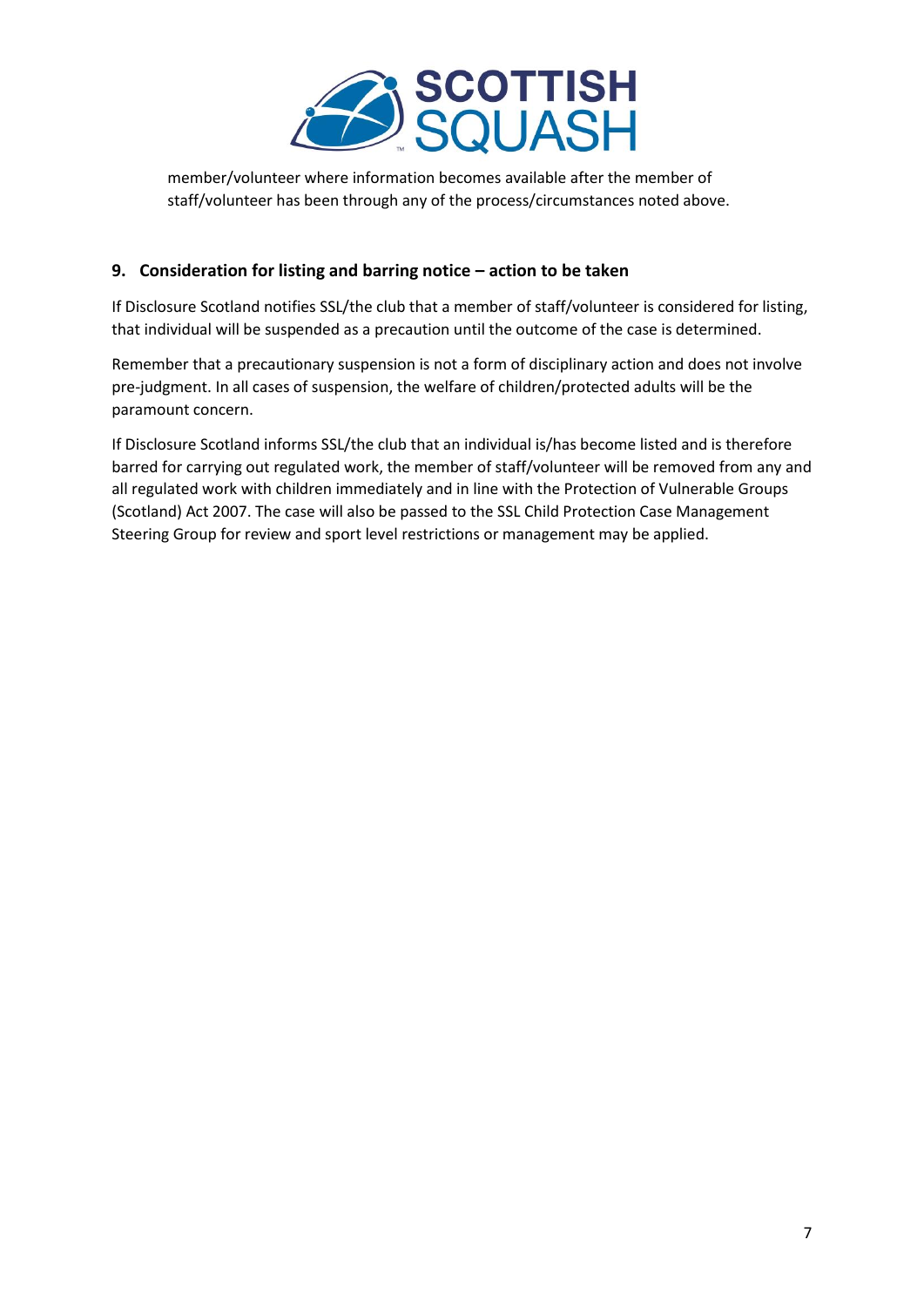member/volunteer where information becomes available after the member of staff/volunteer has been through any of the process/circumstances noted above.

## 9. Consideration for listing and barring notice – action to be taken

If Disclosure Scotland notifies SSL/the club that a member of staff/volunteer is considered for listing, that individual will be suspended as a precaution until the outcome of the case is determined.

Remember that a precautionary suspension is not a form of disciplinary action and does not involve pre-judgment. In all cases of suspension, the welfare of children/protected adults will be the paramount concern.

If Disclosure Scotland informs SSL/the club that an individual is/has become listed and is therefore barred for carrying out regulated work, the member of staff/volunteer will be removed from any and all regulated work with children immediately and in line with the Protection of Vulnerable Groups (Scotland) Act 2007. The case will also be passed to the SSL Child Protection Case Management Steering Group for review and sport level restrictions or management may be applied.